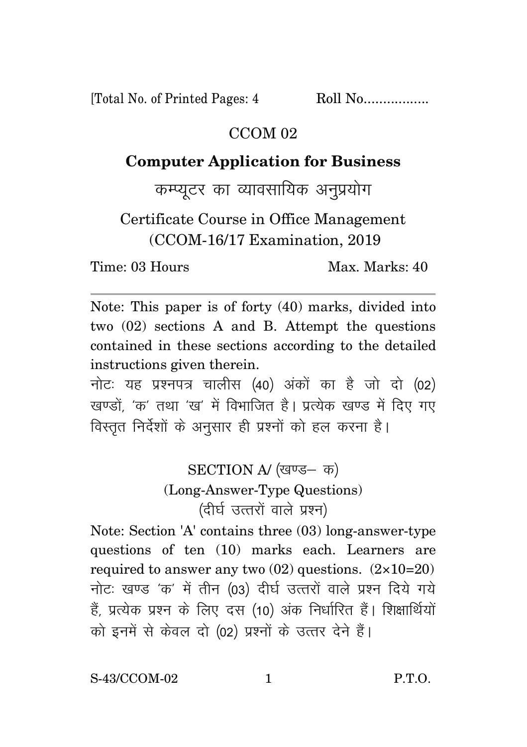[Total No. of Printed Pages: 4 Roll No.................

# CCOM 02

## Computer Application for Business

## कम्प्यूटर का व्यावसायिक अनुप्रयोग

Certificate Course in Office Management
(CCOM-16/17 Examination, 2019

Time: 03 Hours Max. Marks: 40

---

Note: This paper is of forty (40) marks, divided into two (02) sections A and B. Attempt the questions contained in these sections according to the detailed instructions given therein.

नोटः यह प्रश्नपत्र चालीस (40) अंकों का है जो दो (02) खण्डों, 'क' तथा 'ख' में विभाजित है। प्रत्येक खण्ड में दिए गए विस्तृत निर्देशों के अनुसार ही प्रश्नों को हल करना है।

### SECTION A/ (खण्ड– क)
### (Long-Answer-Type Questions)
### (दीर्घ उत्तरों वाले प्रश्न)

Note: Section 'A' contains three (03) long-answer-type questions of ten (10) marks each. Learners are required to answer any two (02) questions. (2×10=20)

नोटः खण्ड 'क' में तीन (03) दीर्घ उत्तरों वाले प्रश्न दिये गये हैं, प्रत्येक प्रश्न के लिए दस (10) अंक निर्धारित हैं। शिक्षार्थियों को इनमें से केवल दो (02) प्रश्नों के उत्तर देने हैं।

S-43/CCOM-02 P.T.O.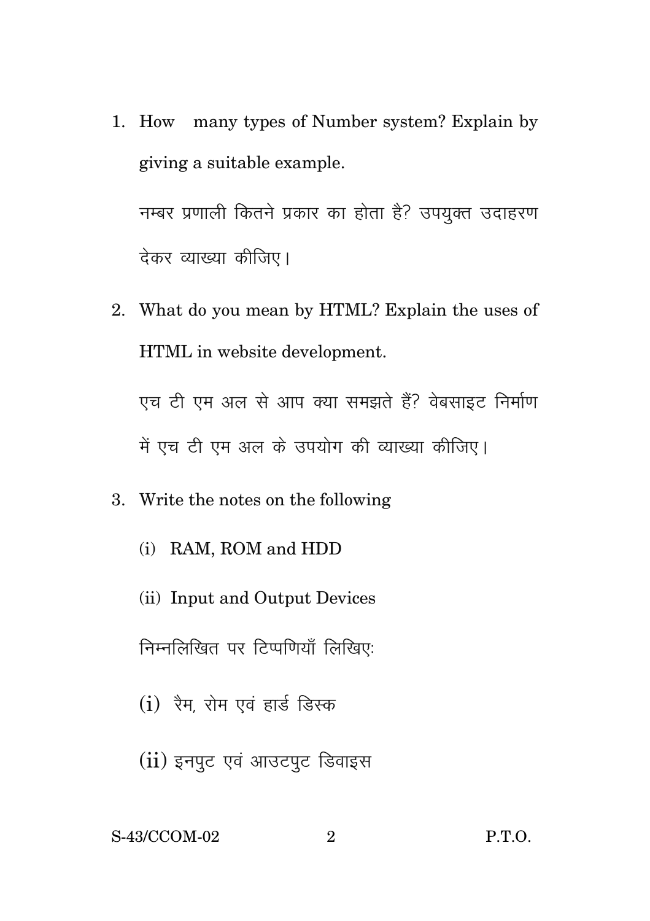1. How many types of Number system? Explain by giving a suitable example.

   नम्बर प्रणाली कितने प्रकार का होता है? उपयुक्त उदाहरण देकर व्याख्या कीजिए।

2. What do you mean by HTML? Explain the uses of HTML in website development.

   एच टी एम अल से आप क्या समझते हैं? वेबसाइट निर्माण में एच टी एम अल के उपयोग की व्याख्या कीजिए।

3. Write the notes on the following

   (i) RAM, ROM and HDD

   (ii) Input and Output Devices

   निम्नलिखित पर टिप्पणियाँ लिखिए:

   (i) रैम, रोम एवं हार्ड डिस्क

   (ii) इनपुट एवं आउटपुट डिवाइस

S-43/CCOM-02 P.T.O.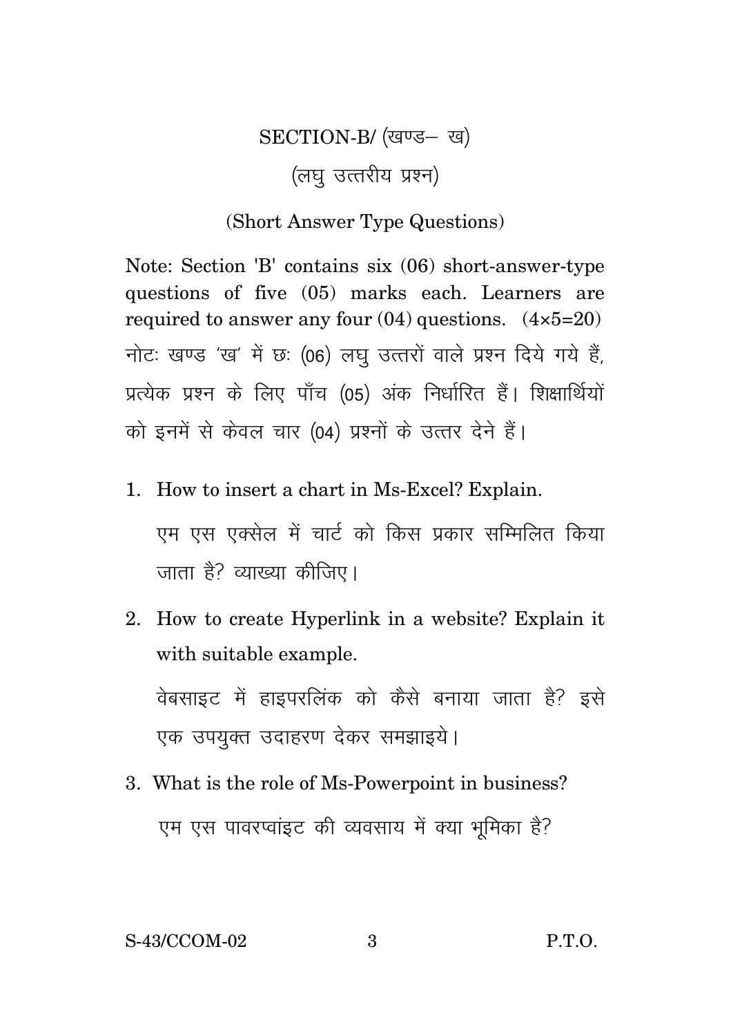## SECTION-B/ (खण्ड– ख)

### (लघु उत्तरीय प्रश्न)

### (Short Answer Type Questions)

Note: Section 'B' contains six (06) short-answer-type questions of five (05) marks each. Learners are required to answer any four (04) questions. (4×5=20)

नोटः खण्ड 'ख' में छः (06) लघु उत्तरों वाले प्रश्न दिये गये हैं, प्रत्येक प्रश्न के लिए पाँच (05) अंक निर्धारित हैं। शिक्षार्थियों को इनमें से केवल चार (04) प्रश्नों के उत्तर देने हैं।

1. How to insert a chart in Ms-Excel? Explain.

   एम एस एक्सेल में चार्ट को किस प्रकार सम्मिलित किया जाता है? व्याख्या कीजिए।

2. How to create Hyperlink in a website? Explain it with suitable example.

   वेबसाइट में हाइपरलिंक को कैसे बनाया जाता है? इसे एक उपयुक्त उदाहरण देकर समझाइये।

3. What is the role of Ms-Powerpoint in business?

   एम एस पावरप्वांइट की व्यवसाय में क्या भूमिका है?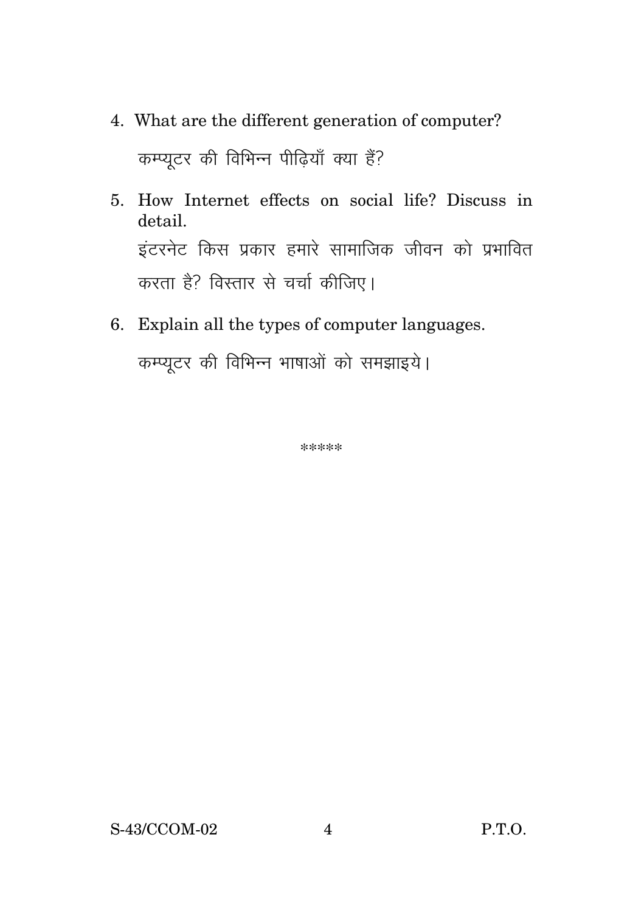4. What are the different generation of computer?

   कम्प्यूटर की विभिन्न पीढ़ियाँ क्या हैं?

5. How Internet effects on social life? Discuss in detail.

   इंटरनेट किस प्रकार हमारे सामाजिक जीवन को प्रभावित करता है? विस्तार से चर्चा कीजिए।

6. Explain all the types of computer languages.

   कम्प्यूटर की विभिन्न भाषाओं को समझाइये।

*****

S-43/CCOM-02 P.T.O.